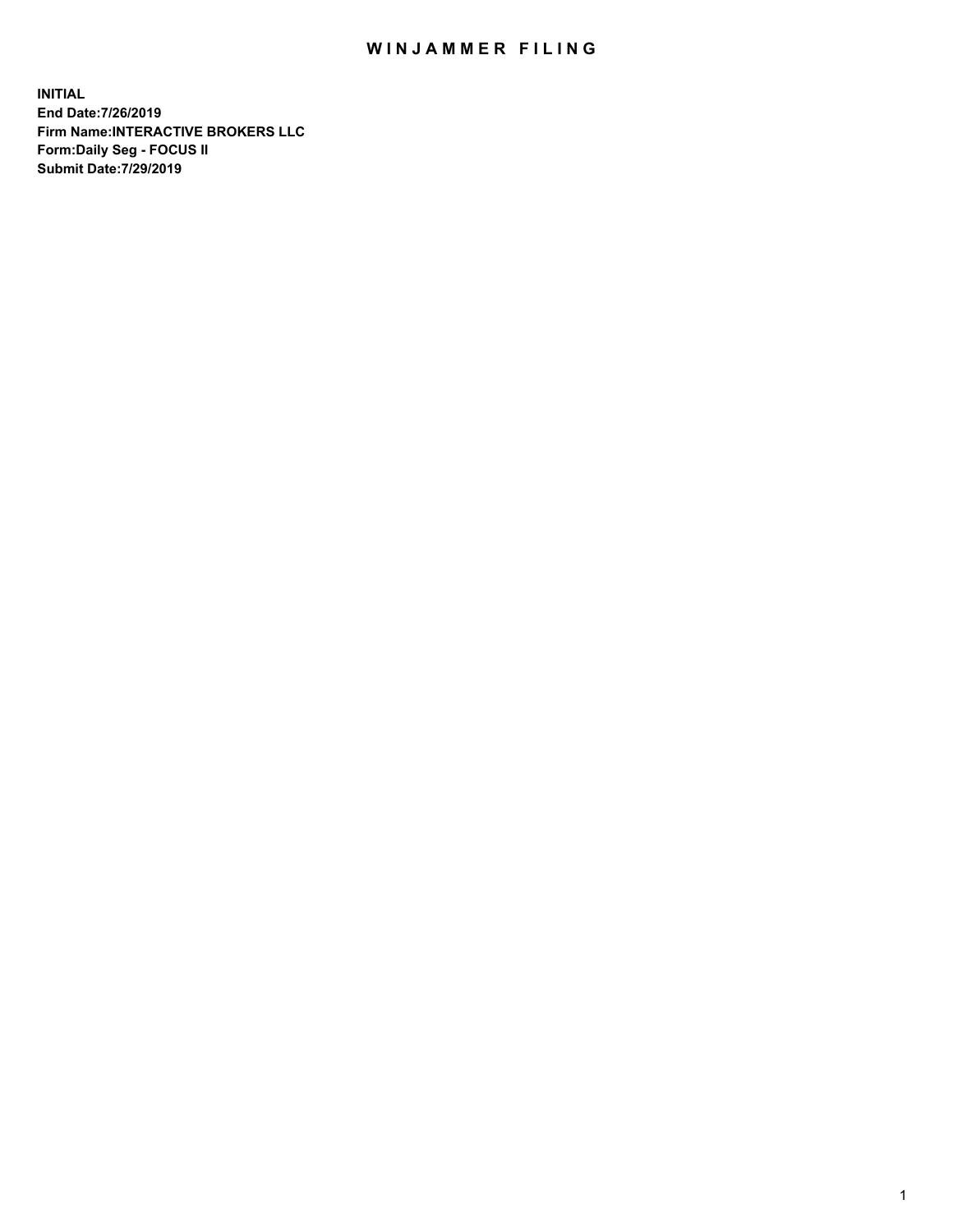# WINJAMMER FILING

**INITIAL**
**End Date:7/26/2019**
**Firm Name:INTERACTIVE BROKERS LLC**
**Form:Daily Seg - FOCUS II**
**Submit Date:7/29/2019**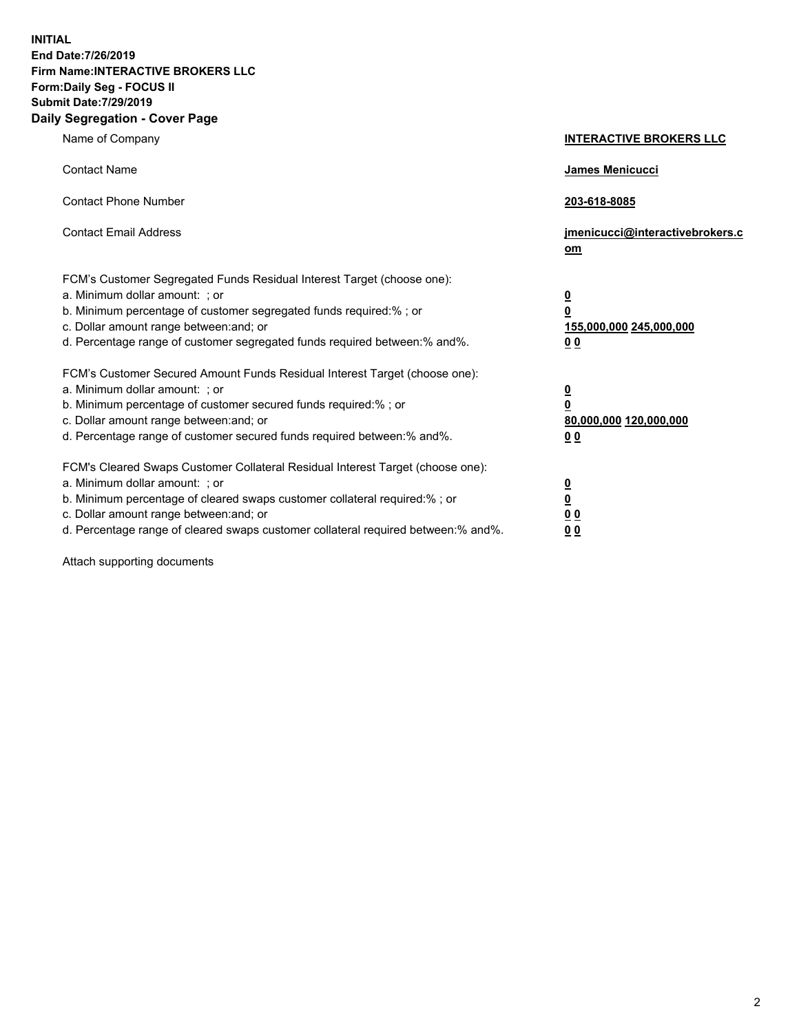**INITIAL**
**End Date:7/26/2019**
**Firm Name:INTERACTIVE BROKERS LLC**
**Form:Daily Seg - FOCUS II**
**Submit Date:7/29/2019**

## Daily Segregation - Cover Page

| | |
|---|---|
| Name of Company | **INTERACTIVE BROKERS LLC** |
| Contact Name | **James Menicucci** |
| Contact Phone Number | **203-618-8085** |
| Contact Email Address | **jmenicucci@interactivebrokers.com** |

FCM's Customer Segregated Funds Residual Interest Target (choose one):

| | |
|---|---|
| a. Minimum dollar amount: ; or | **0** |
| b. Minimum percentage of customer segregated funds required:% ; or | **0** |
| c. Dollar amount range between:and; or | **155,000,000 245,000,000** |
| d. Percentage range of customer segregated funds required between:% and%. | **0 0** |

FCM's Customer Secured Amount Funds Residual Interest Target (choose one):

| | |
|---|---|
| a. Minimum dollar amount: ; or | **0** |
| b. Minimum percentage of customer secured funds required:% ; or | **0** |
| c. Dollar amount range between:and; or | **80,000,000 120,000,000** |
| d. Percentage range of customer secured funds required between:% and%. | **0 0** |

FCM's Cleared Swaps Customer Collateral Residual Interest Target (choose one):

| | |
|---|---|
| a. Minimum dollar amount: ; or | **0** |
| b. Minimum percentage of cleared swaps customer collateral required:% ; or | **0** |
| c. Dollar amount range between:and; or | **0 0** |
| d. Percentage range of cleared swaps customer collateral required between:% and%. | **0 0** |

Attach supporting documents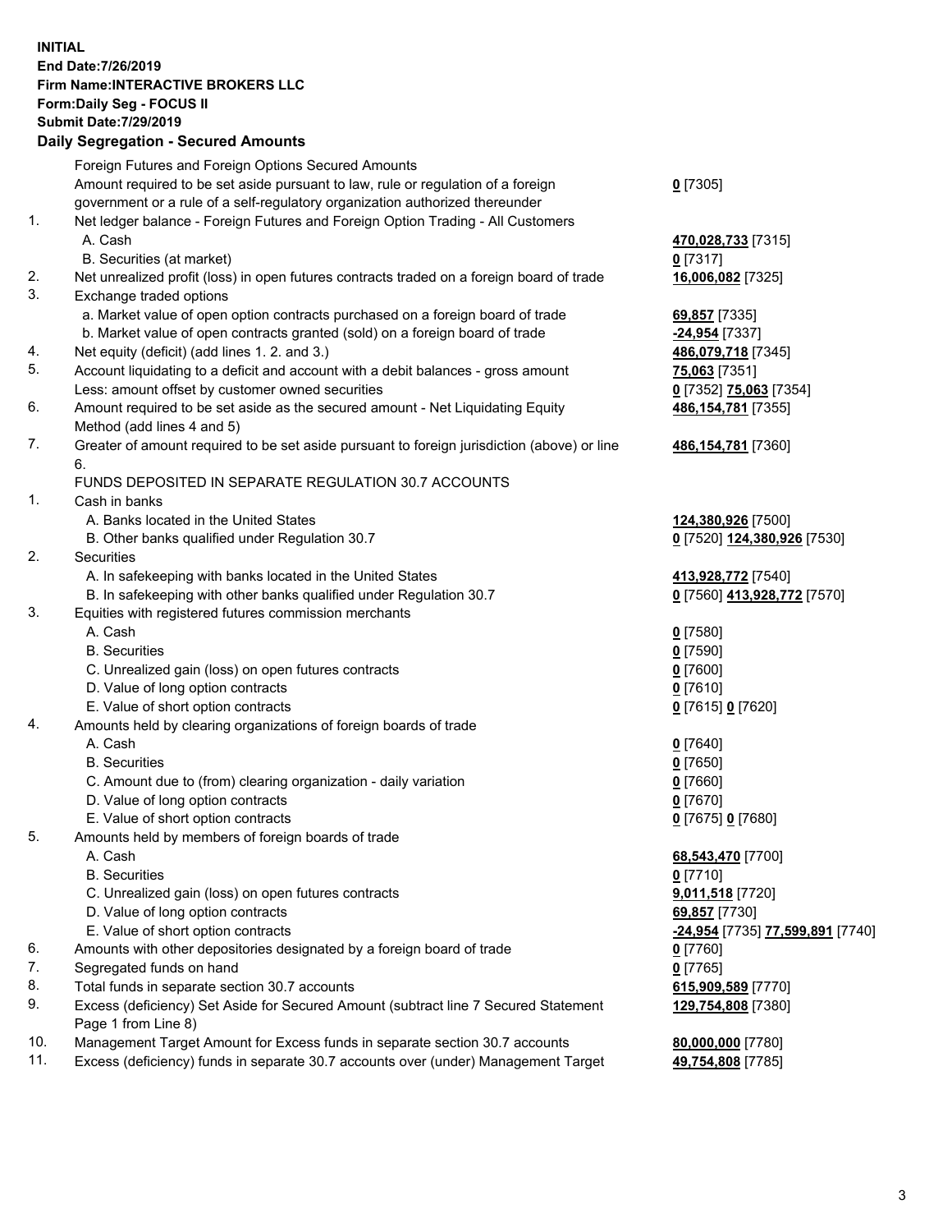**INITIAL**
**End Date:7/26/2019**
**Firm Name:INTERACTIVE BROKERS LLC**
**Form:Daily Seg - FOCUS II**
**Submit Date:7/29/2019**
**Daily Segregation - Secured Amounts**

| | | |
|---|---|---|
| | Foreign Futures and Foreign Options Secured Amounts | |
| | Amount required to be set aside pursuant to law, rule or regulation of a foreign government or a rule of a self-regulatory organization authorized thereunder | **0** [7305] |
| 1. | Net ledger balance - Foreign Futures and Foreign Option Trading - All Customers | |
| | A. Cash | **470,028,733** [7315] |
| | B. Securities (at market) | **0** [7317] |
| 2. | Net unrealized profit (loss) in open futures contracts traded on a foreign board of trade | **16,006,082** [7325] |
| 3. | Exchange traded options | |
| | a. Market value of open option contracts purchased on a foreign board of trade | **69,857** [7335] |
| | b. Market value of open contracts granted (sold) on a foreign board of trade | **-24,954** [7337] |
| 4. | Net equity (deficit) (add lines 1. 2. and 3.) | **486,079,718** [7345] |
| 5. | Account liquidating to a deficit and account with a debit balances - gross amount | **75,063** [7351] |
| | Less: amount offset by customer owned securities | **0** [7352] **75,063** [7354] |
| 6. | Amount required to be set aside as the secured amount - Net Liquidating Equity Method (add lines 4 and 5) | **486,154,781** [7355] |
| 7. | Greater of amount required to be set aside pursuant to foreign jurisdiction (above) or line 6. | **486,154,781** [7360] |
| | FUNDS DEPOSITED IN SEPARATE REGULATION 30.7 ACCOUNTS | |
| 1. | Cash in banks | |
| | A. Banks located in the United States | **124,380,926** [7500] |
| | B. Other banks qualified under Regulation 30.7 | **0** [7520] **124,380,926** [7530] |
| 2. | Securities | |
| | A. In safekeeping with banks located in the United States | **413,928,772** [7540] |
| | B. In safekeeping with other banks qualified under Regulation 30.7 | **0** [7560] **413,928,772** [7570] |
| 3. | Equities with registered futures commission merchants | |
| | A. Cash | **0** [7580] |
| | B. Securities | **0** [7590] |
| | C. Unrealized gain (loss) on open futures contracts | **0** [7600] |
| | D. Value of long option contracts | **0** [7610] |
| | E. Value of short option contracts | **0** [7615] **0** [7620] |
| 4. | Amounts held by clearing organizations of foreign boards of trade | |
| | A. Cash | **0** [7640] |
| | B. Securities | **0** [7650] |
| | C. Amount due to (from) clearing organization - daily variation | **0** [7660] |
| | D. Value of long option contracts | **0** [7670] |
| | E. Value of short option contracts | **0** [7675] **0** [7680] |
| 5. | Amounts held by members of foreign boards of trade | |
| | A. Cash | **68,543,470** [7700] |
| | B. Securities | **0** [7710] |
| | C. Unrealized gain (loss) on open futures contracts | **9,011,518** [7720] |
| | D. Value of long option contracts | **69,857** [7730] |
| | E. Value of short option contracts | **-24,954** [7735] **77,599,891** [7740] |
| 6. | Amounts with other depositories designated by a foreign board of trade | **0** [7760] |
| 7. | Segregated funds on hand | **0** [7765] |
| 8. | Total funds in separate section 30.7 accounts | **615,909,589** [7770] |
| 9. | Excess (deficiency) Set Aside for Secured Amount (subtract line 7 Secured Statement Page 1 from Line 8) | **129,754,808** [7380] |
| 10. | Management Target Amount for Excess funds in separate section 30.7 accounts | **80,000,000** [7780] |
| 11. | Excess (deficiency) funds in separate 30.7 accounts over (under) Management Target | **49,754,808** [7785] |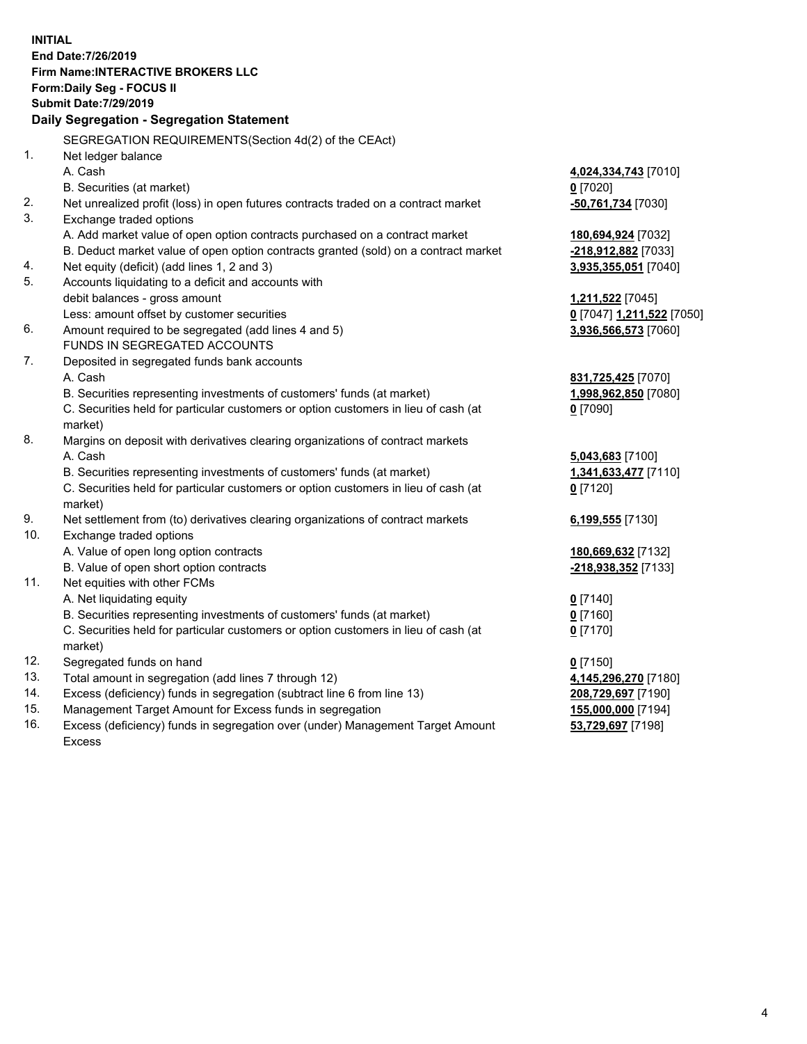**INITIAL**
**End Date:7/26/2019**
**Firm Name:INTERACTIVE BROKERS LLC**
**Form:Daily Seg - FOCUS II**
**Submit Date:7/29/2019**

## Daily Segregation - Segregation Statement

SEGREGATION REQUIREMENTS(Section 4d(2) of the CEAct)

| | | |
|---|---|---|
| 1. | Net ledger balance | |
| | A. Cash | **4,024,334,743** [7010] |
| | B. Securities (at market) | **0** [7020] |
| 2. | Net unrealized profit (loss) in open futures contracts traded on a contract market | **-50,761,734** [7030] |
| 3. | Exchange traded options | |
| | A. Add market value of open option contracts purchased on a contract market | **180,694,924** [7032] |
| | B. Deduct market value of open option contracts granted (sold) on a contract market | **-218,912,882** [7033] |
| 4. | Net equity (deficit) (add lines 1, 2 and 3) | **3,935,355,051** [7040] |
| 5. | Accounts liquidating to a deficit and accounts with debit balances - gross amount | **1,211,522** [7045] |
| | Less: amount offset by customer securities | **0** [7047] **1,211,522** [7050] |
| 6. | Amount required to be segregated (add lines 4 and 5) | **3,936,566,573** [7060] |
| | FUNDS IN SEGREGATED ACCOUNTS | |
| 7. | Deposited in segregated funds bank accounts | |
| | A. Cash | **831,725,425** [7070] |
| | B. Securities representing investments of customers' funds (at market) | **1,998,962,850** [7080] |
| | C. Securities held for particular customers or option customers in lieu of cash (at market) | **0** [7090] |
| 8. | Margins on deposit with derivatives clearing organizations of contract markets | |
| | A. Cash | **5,043,683** [7100] |
| | B. Securities representing investments of customers' funds (at market) | **1,341,633,477** [7110] |
| | C. Securities held for particular customers or option customers in lieu of cash (at market) | **0** [7120] |
| 9. | Net settlement from (to) derivatives clearing organizations of contract markets | **6,199,555** [7130] |
| 10. | Exchange traded options | |
| | A. Value of open long option contracts | **180,669,632** [7132] |
| | B. Value of open short option contracts | **-218,938,352** [7133] |
| 11. | Net equities with other FCMs | |
| | A. Net liquidating equity | **0** [7140] |
| | B. Securities representing investments of customers' funds (at market) | **0** [7160] |
| | C. Securities held for particular customers or option customers in lieu of cash (at market) | **0** [7170] |
| 12. | Segregated funds on hand | **0** [7150] |
| 13. | Total amount in segregation (add lines 7 through 12) | **4,145,296,270** [7180] |
| 14. | Excess (deficiency) funds in segregation (subtract line 6 from line 13) | **208,729,697** [7190] |
| 15. | Management Target Amount for Excess funds in segregation | **155,000,000** [7194] |
| 16. | Excess (deficiency) funds in segregation over (under) Management Target Amount Excess | **53,729,697** [7198] |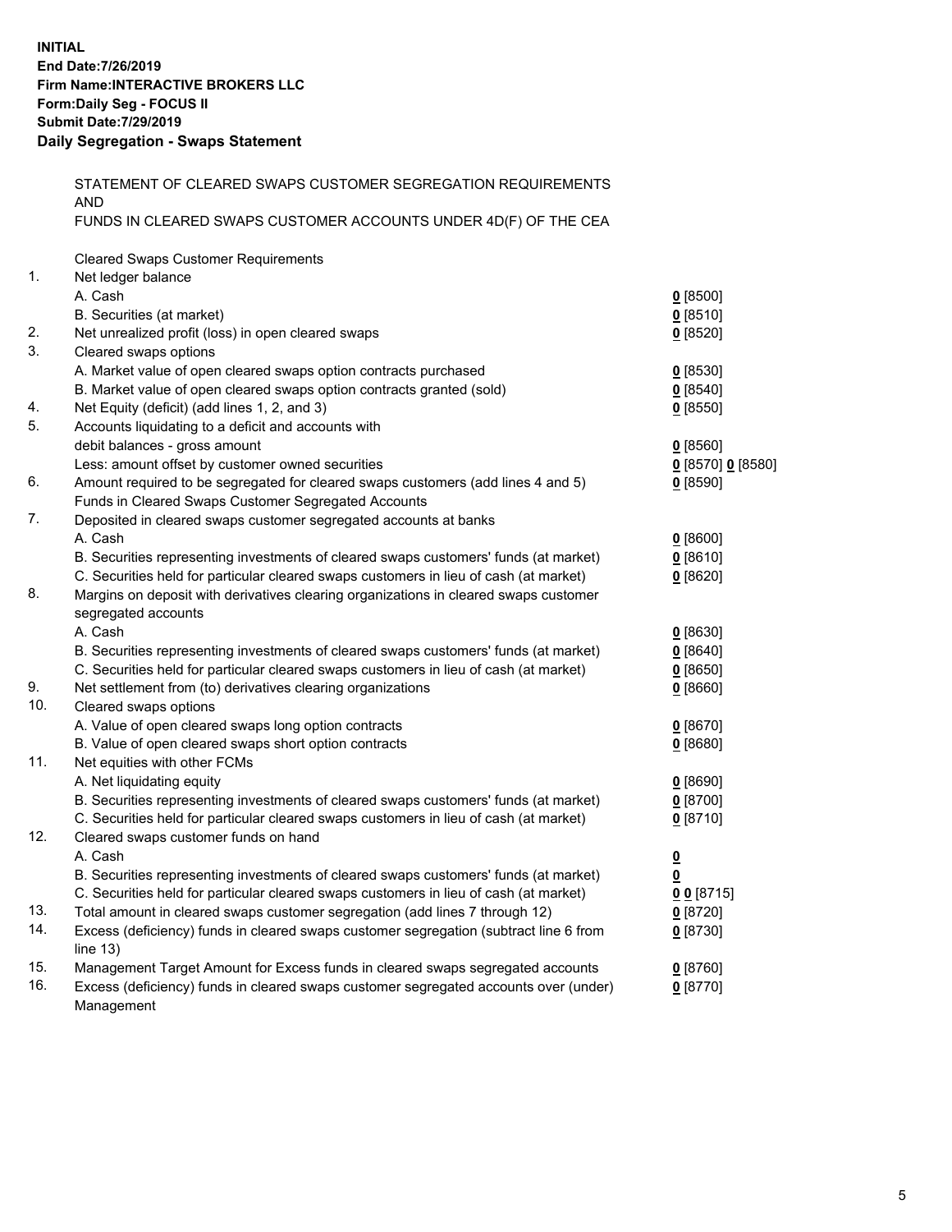**INITIAL**
**End Date:7/26/2019**
**Firm Name:INTERACTIVE BROKERS LLC**
**Form:Daily Seg - FOCUS II**
**Submit Date:7/29/2019**
**Daily Segregation - Swaps Statement**

STATEMENT OF CLEARED SWAPS CUSTOMER SEGREGATION REQUIREMENTS AND FUNDS IN CLEARED SWAPS CUSTOMER ACCOUNTS UNDER 4D(F) OF THE CEA

| | | |
|---|---|---|
| | Cleared Swaps Customer Requirements | |
| 1. | Net ledger balance | |
| | A. Cash | 0 [8500] |
| | B. Securities (at market) | 0 [8510] |
| 2. | Net unrealized profit (loss) in open cleared swaps | 0 [8520] |
| 3. | Cleared swaps options | |
| | A. Market value of open cleared swaps option contracts purchased | 0 [8530] |
| | B. Market value of open cleared swaps option contracts granted (sold) | 0 [8540] |
| 4. | Net Equity (deficit) (add lines 1, 2, and 3) | 0 [8550] |
| 5. | Accounts liquidating to a deficit and accounts with | |
| | debit balances - gross amount | 0 [8560] |
| | Less: amount offset by customer owned securities | 0 [8570] 0 [8580] |
| 6. | Amount required to be segregated for cleared swaps customers (add lines 4 and 5) | 0 [8590] |
| | Funds in Cleared Swaps Customer Segregated Accounts | |
| 7. | Deposited in cleared swaps customer segregated accounts at banks | |
| | A. Cash | 0 [8600] |
| | B. Securities representing investments of cleared swaps customers' funds (at market) | 0 [8610] |
| | C. Securities held for particular cleared swaps customers in lieu of cash (at market) | 0 [8620] |
| 8. | Margins on deposit with derivatives clearing organizations in cleared swaps customer segregated accounts | |
| | A. Cash | 0 [8630] |
| | B. Securities representing investments of cleared swaps customers' funds (at market) | 0 [8640] |
| | C. Securities held for particular cleared swaps customers in lieu of cash (at market) | 0 [8650] |
| 9. | Net settlement from (to) derivatives clearing organizations | 0 [8660] |
| 10. | Cleared swaps options | |
| | A. Value of open cleared swaps long option contracts | 0 [8670] |
| | B. Value of open cleared swaps short option contracts | 0 [8680] |
| 11. | Net equities with other FCMs | |
| | A. Net liquidating equity | 0 [8690] |
| | B. Securities representing investments of cleared swaps customers' funds (at market) | 0 [8700] |
| | C. Securities held for particular cleared swaps customers in lieu of cash (at market) | 0 [8710] |
| 12. | Cleared swaps customer funds on hand | |
| | A. Cash | 0 |
| | B. Securities representing investments of cleared swaps customers' funds (at market) | 0 |
| | C. Securities held for particular cleared swaps customers in lieu of cash (at market) | 0 0 [8715] |
| 13. | Total amount in cleared swaps customer segregation (add lines 7 through 12) | 0 [8720] |
| 14. | Excess (deficiency) funds in cleared swaps customer segregation (subtract line 6 from line 13) | 0 [8730] |
| 15. | Management Target Amount for Excess funds in cleared swaps segregated accounts | 0 [8760] |
| 16. | Excess (deficiency) funds in cleared swaps customer segregated accounts over (under) Management | 0 [8770] |